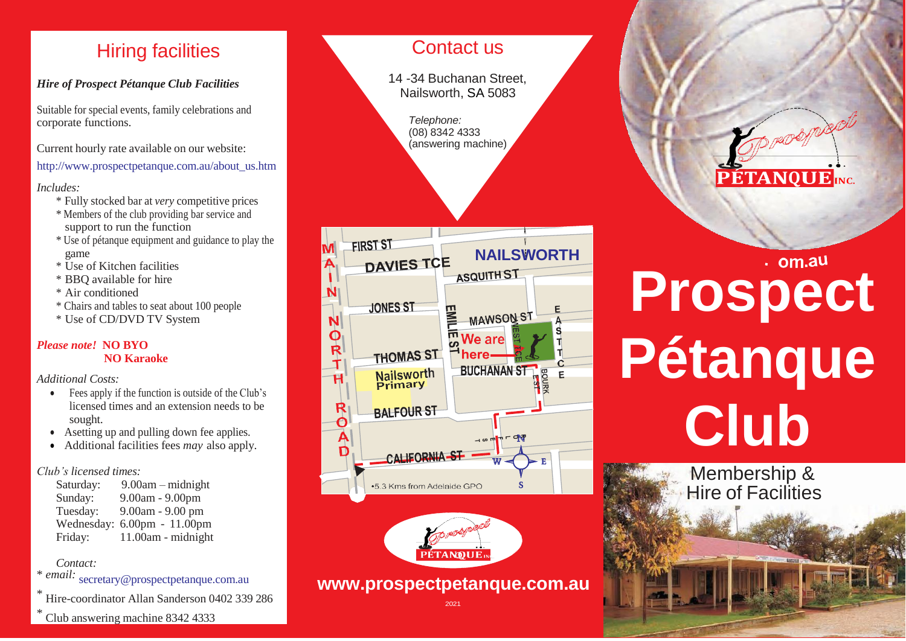## Hiring facilities

***Hire of Prospect Pétanque Club Facilities***

Suitable for special events, family celebrations and corporate functions.

Current hourly rate available on our website:
http://www.prospectpetanque.com.au/about_us.htm

*Includes:*

* Fully stocked bar at *very* competitive prices
* Members of the club providing bar service and support to run the function
* Use of pétanque equipment and guidance to play the game
* Use of Kitchen facilities
* BBQ available for hire
* Air conditioned
* Chairs and tables to seat about 100 people
* Use of CD/DVD TV System

***Please note!* NO BYO**
**NO Karaoke**

*Additional Costs:*

- Fees apply if the function is outside of the Club's licensed times and an extension needs to be sought.
- Asetting up and pulling down fee applies.
- Additional facilities fees *may* also apply.

*Club's licensed times:*

| | |
|---|---|
| Saturday: | 9.00am – midnight |
| Sunday: | 9.00am - 9.00pm |
| Tuesday: | 9.00am - 9.00 pm |
| Wednesday: | 6.00pm - 11.00pm |
| Friday: | 11.00am - midnight |

*Contact:*

* *email:* secretary@prospectpetanque.com.au
* Hire-coordinator Allan Sanderson 0402 339 286
* Club answering machine 8342 4333

## Contact us

14 -34 Buchanan Street,
Nailsworth, SA 5083

*Telephone:*
(08) 8342 4333
(answering machine)

•5.3 Kms from Adelaide GPO

**www.prospectpetanque.com.au**

2021

# Prospect Pétanque Club

Membership &
Hire of Facilities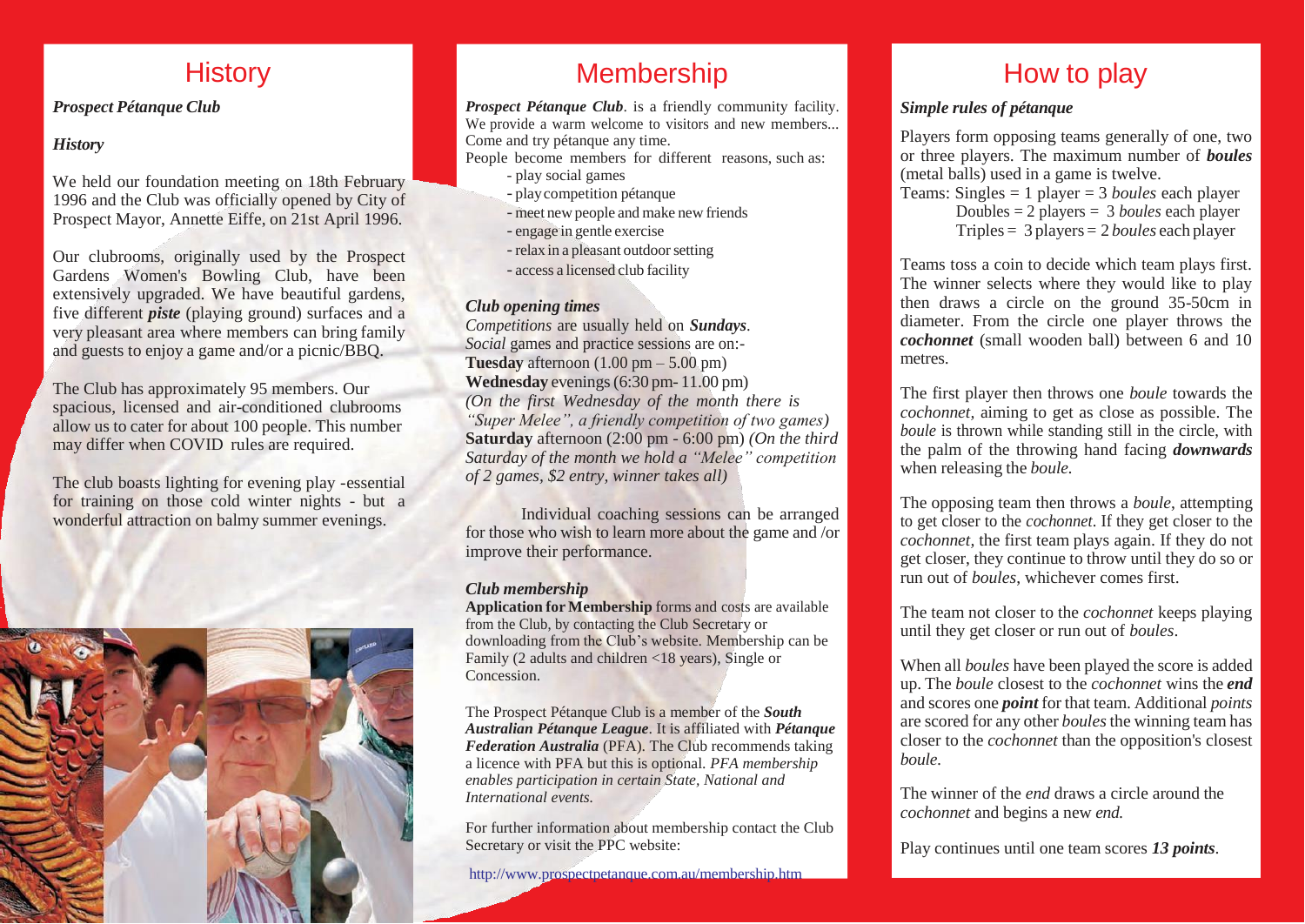# History

***Prospect Pétanque Club***

***History***

We held our foundation meeting on 18th February 1996 and the Club was officially opened by City of Prospect Mayor, Annette Eiffe, on 21st April 1996.

Our clubrooms, originally used by the Prospect Gardens Women's Bowling Club, have been extensively upgraded. We have beautiful gardens, five different ***piste*** (playing ground) surfaces and a very pleasant area where members can bring family and guests to enjoy a game and/or a picnic/BBQ.

The Club has approximately 95 members. Our spacious, licensed and air-conditioned clubrooms allow us to cater for about 100 people. This number may differ when COVID rules are required.

The club boasts lighting for evening play -essential for training on those cold winter nights - but a wonderful attraction on balmy summer evenings.

# Membership

***Prospect Pétanque Club***. is a friendly community facility. We provide a warm welcome to visitors and new members... Come and try pétanque any time.

People become members for different reasons, such as:

- play social games
- play competition pétanque
- meet new people and make new friends
- engage in gentle exercise
- relax in a pleasant outdoor setting
- access a licensed club facility

***Club opening times***

*Competitions* are usually held on ***Sundays***.
*Social* games and practice sessions are on:-
**Tuesday** afternoon (1.00 pm – 5.00 pm)
**Wednesday** evenings (6:30 pm- 11.00 pm)
*(On the first Wednesday of the month there is "Super Melee", a friendly competition of two games)*
**Saturday** afternoon (2:00 pm - 6:00 pm) *(On the third Saturday of the month we hold a "Melee" competition of 2 games, $2 entry, winner takes all)*

Individual coaching sessions can be arranged for those who wish to learn more about the game and /or improve their performance.

***Club membership***

**Application for Membership** forms and costs are available from the Club, by contacting the Club Secretary or downloading from the Club's website. Membership can be Family (2 adults and children <18 years), Single or Concession.

The Prospect Pétanque Club is a member of the ***South Australian Pétanque League***. It is affiliated with ***Pétanque Federation Australia*** (PFA). The Club recommends taking a licence with PFA but this is optional. *PFA membership enables participation in certain State, National and International events.*

For further information about membership contact the Club Secretary or visit the PPC website:

http://www.prospectpetanque.com.au/membership.htm

# How to play

***Simple rules of pétanque***

Players form opposing teams generally of one, two or three players. The maximum number of ***boules*** (metal balls) used in a game is twelve.

Teams: Singles = 1 player = 3 *boules* each player
Doubles = 2 players = 3 *boules* each player
Triples = 3 players = 2 *boules* each player

Teams toss a coin to decide which team plays first. The winner selects where they would like to play then draws a circle on the ground 35-50cm in diameter. From the circle one player throws the ***cochonnet*** (small wooden ball) between 6 and 10 metres.

The first player then throws one *boule* towards the *cochonnet*, aiming to get as close as possible. The *boule* is thrown while standing still in the circle, with the palm of the throwing hand facing ***downwards*** when releasing the *boule.*

The opposing team then throws a *boule*, attempting to get closer to the *cochonnet*. If they get closer to the *cochonnet*, the first team plays again. If they do not get closer, they continue to throw until they do so or run out of *boules*, whichever comes first.

The team not closer to the *cochonnet* keeps playing until they get closer or run out of *boules*.

When all *boules* have been played the score is added up. The *boule* closest to the *cochonnet* wins the ***end*** and scores one ***point*** for that team. Additional *points* are scored for any other *boules* the winning team has closer to the *cochonnet* than the opposition's closest *boule.*

The winner of the *end* draws a circle around the *cochonnet* and begins a new *end.*

Play continues until one team scores ***13 points***.